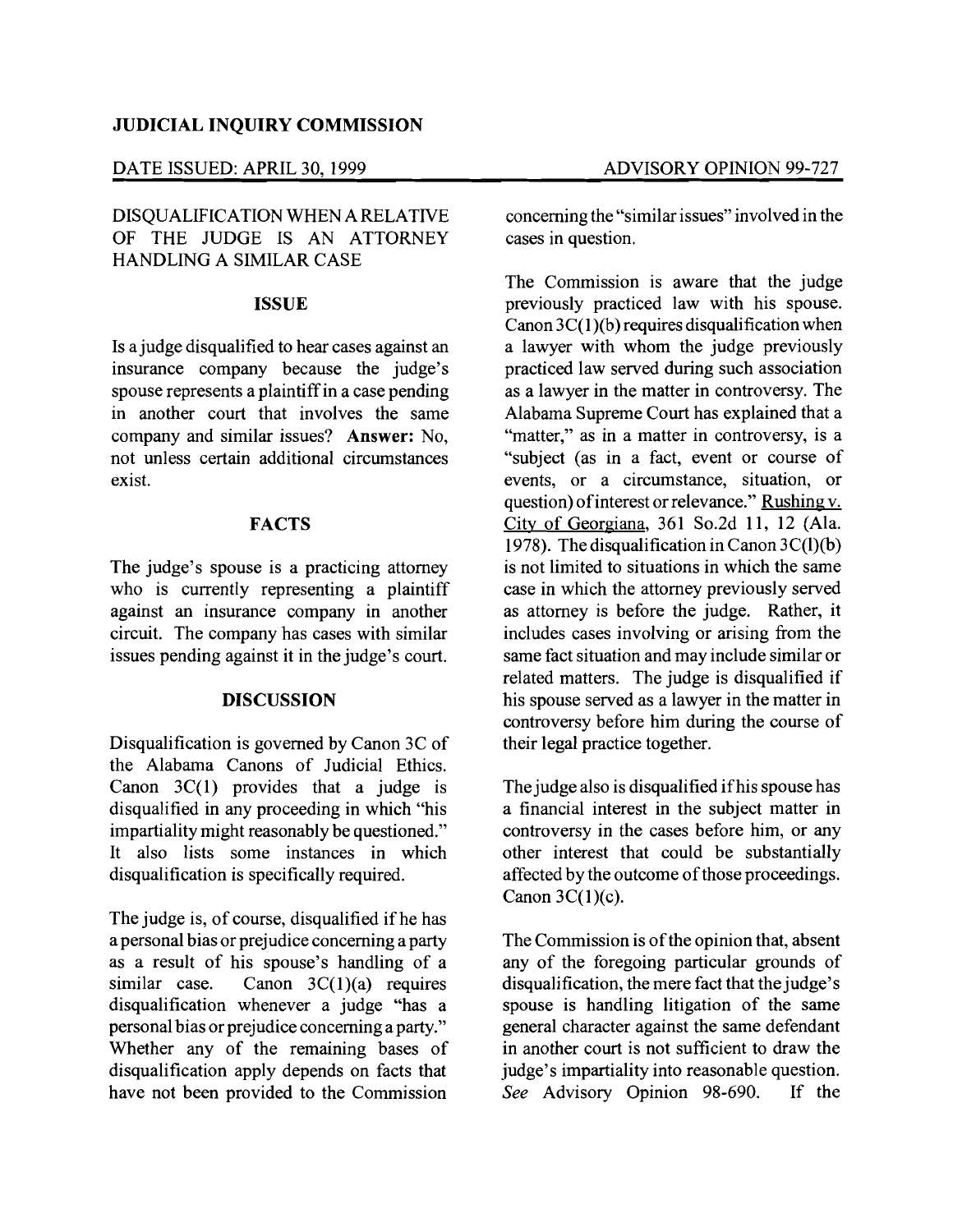**JUDICIAL INQUIRY COMMISSION**

DATE ISSUED: APRIL 30, 1999 ADVISORY OPINION 99-727

DISQUALIFICATION WHEN A RELATIVE OF THE JUDGE IS AN ATTORNEY HANDLING A SIMILAR CASE

## ISSUE

Is a judge disqualified to hear cases against an insurance company because the judge's spouse represents a plaintiff in a case pending in another court that involves the same company and similar issues? **Answer:** No, not unless certain additional circumstances exist.

## FACTS

The judge's spouse is a practicing attorney who is currently representing a plaintiff against an insurance company in another circuit. The company has cases with similar issues pending against it in the judge's court.

## DISCUSSION

Disqualification is governed by Canon 3C of the Alabama Canons of Judicial Ethics. Canon 3C(1) provides that a judge is disqualified in any proceeding in which "his impartiality might reasonably be questioned." It also lists some instances in which disqualification is specifically required.

The judge is, of course, disqualified if he has a personal bias or prejudice concerning a party as a result of his spouse's handling of a similar case. Canon 3C(1)(a) requires disqualification whenever a judge "has a personal bias or prejudice concerning a party." Whether any of the remaining bases of disqualification apply depends on facts that have not been provided to the Commission concerning the "similar issues" involved in the cases in question.

The Commission is aware that the judge previously practiced law with his spouse. Canon 3C(1)(b) requires disqualification when a lawyer with whom the judge previously practiced law served during such association as a lawyer in the matter in controversy. The Alabama Supreme Court has explained that a "matter," as in a matter in controversy, is a "subject (as in a fact, event or course of events, or a circumstance, situation, or question) of interest or relevance." Rushing v. City of Georgiana, 361 So.2d 11, 12 (Ala. 1978). The disqualification in Canon 3C(l)(b) is not limited to situations in which the same case in which the attorney previously served as attorney is before the judge. Rather, it includes cases involving or arising from the same fact situation and may include similar or related matters. The judge is disqualified if his spouse served as a lawyer in the matter in controversy before him during the course of their legal practice together.

The judge also is disqualified if his spouse has a financial interest in the subject matter in controversy in the cases before him, or any other interest that could be substantially affected by the outcome of those proceedings. Canon 3C(1)(c).

The Commission is of the opinion that, absent any of the foregoing particular grounds of disqualification, the mere fact that the judge's spouse is handling litigation of the same general character against the same defendant in another court is not sufficient to draw the judge's impartiality into reasonable question. *See* Advisory Opinion 98-690. If the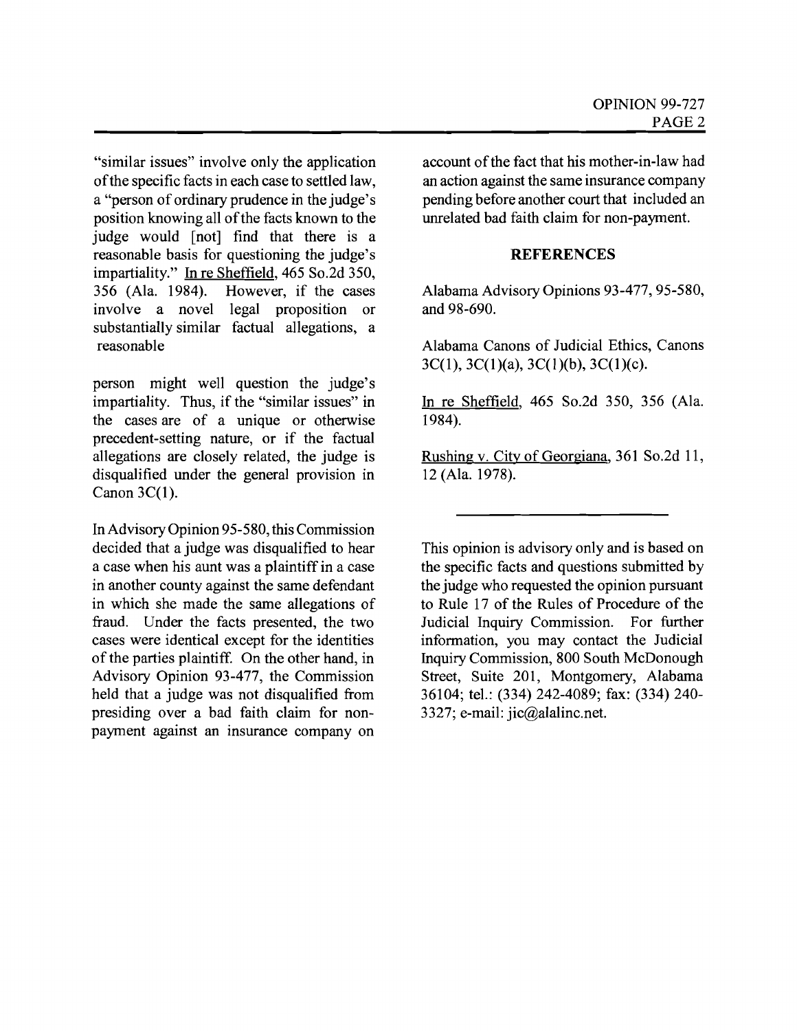"similar issues" involve only the application of the specific facts in each case to settled law, a "person of ordinary prudence in the judge's position knowing all of the facts known to the judge would [not] find that there is a reasonable basis for questioning the judge's impartiality." In re Sheffield, 465 So.2d 350, 356 (Ala. 1984). However, if the cases involve a novel legal proposition or substantially similar factual allegations, a reasonable

person might well question the judge's impartiality. Thus, if the "similar issues" in the cases are of a unique or otherwise precedent-setting nature, or if the factual allegations are closely related, the judge is disqualified under the general provision in Canon 3C(1).

In Advisory Opinion 95-580, this Commission decided that a judge was disqualified to hear a case when his aunt was a plaintiff in a case in another county against the same defendant in which she made the same allegations of fraud. Under the facts presented, the two cases were identical except for the identities of the parties plaintiff. On the other hand, in Advisory Opinion 93-477, the Commission held that a judge was not disqualified from presiding over a bad faith claim for non-payment against an insurance company on account of the fact that his mother-in-law had an action against the same insurance company pending before another court that included an unrelated bad faith claim for non-payment.

## REFERENCES

Alabama Advisory Opinions 93-477, 95-580, and 98-690.

Alabama Canons of Judicial Ethics, Canons 3C(1), 3C(1)(a), 3C(1)(b), 3C(1)(c).

In re Sheffield, 465 So.2d 350, 356 (Ala. 1984).

Rushing v. City of Georgiana, 361 So.2d 11, 12 (Ala. 1978).

---

This opinion is advisory only and is based on the specific facts and questions submitted by the judge who requested the opinion pursuant to Rule 17 of the Rules of Procedure of the Judicial Inquiry Commission. For further information, you may contact the Judicial Inquiry Commission, 800 South McDonough Street, Suite 201, Montgomery, Alabama 36104; tel.: (334) 242-4089; fax: (334) 240-3327; e-mail: jic@alalinc.net.